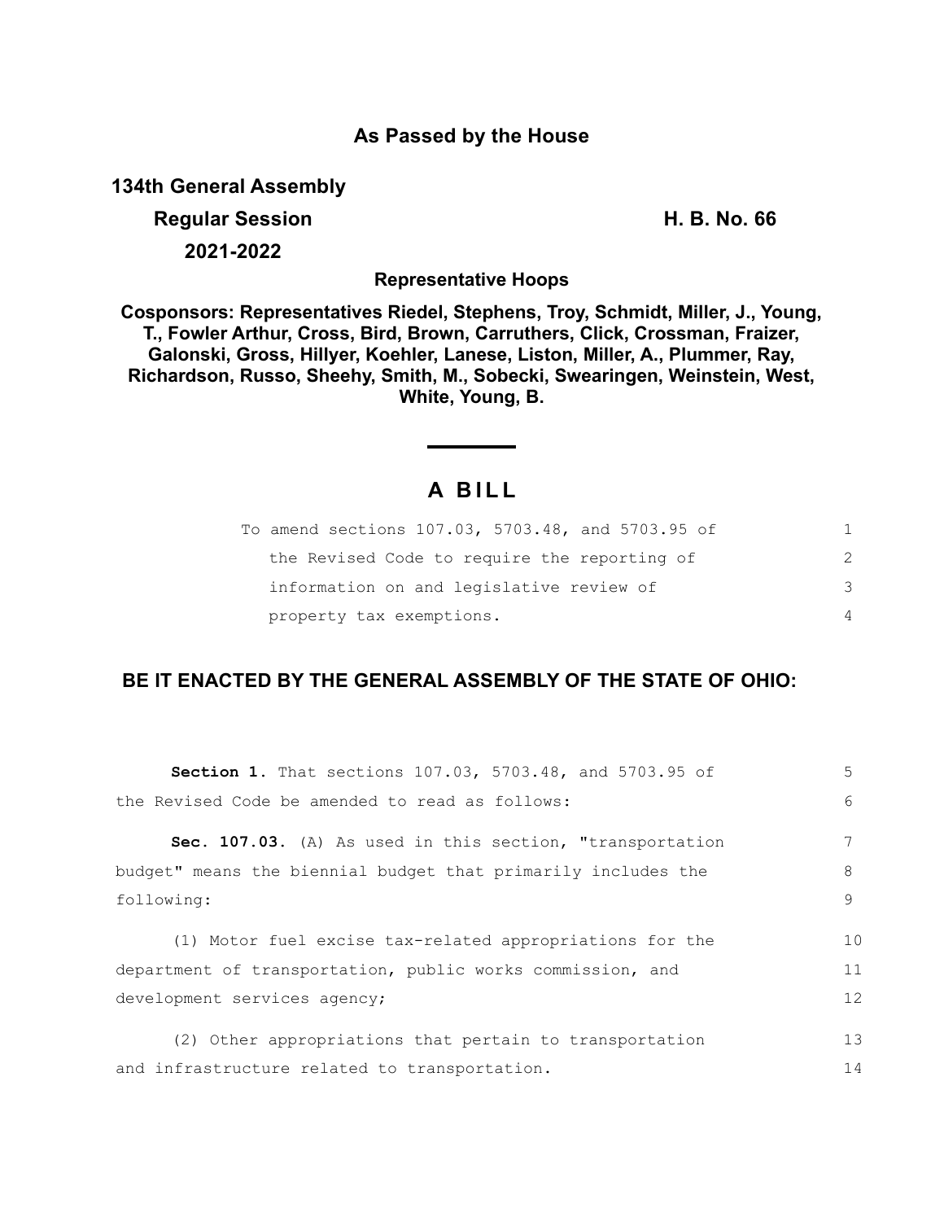**As Passed by the House**

**134th General Assembly**

**Regular Session** **H. B. No. 66**

**2021-2022**

**Representative Hoops**

**Cosponsors: Representatives Riedel, Stephens, Troy, Schmidt, Miller, J., Young, T., Fowler Arthur, Cross, Bird, Brown, Carruthers, Click, Crossman, Fraizer, Galonski, Gross, Hillyer, Koehler, Lanese, Liston, Miller, A., Plummer, Ray, Richardson, Russo, Sheehy, Smith, M., Sobecki, Swearingen, Weinstein, West, White, Young, B.**

# A BILL

To amend sections 107.03, 5703.48, and 5703.95 of the Revised Code to require the reporting of information on and legislative review of property tax exemptions.

## BE IT ENACTED BY THE GENERAL ASSEMBLY OF THE STATE OF OHIO:

**Section 1.** That sections 107.03, 5703.48, and 5703.95 of the Revised Code be amended to read as follows:

**Sec. 107.03.** (A) As used in this section, "transportation budget" means the biennial budget that primarily includes the following:

(1) Motor fuel excise tax-related appropriations for the department of transportation, public works commission, and development services agency;

(2) Other appropriations that pertain to transportation and infrastructure related to transportation.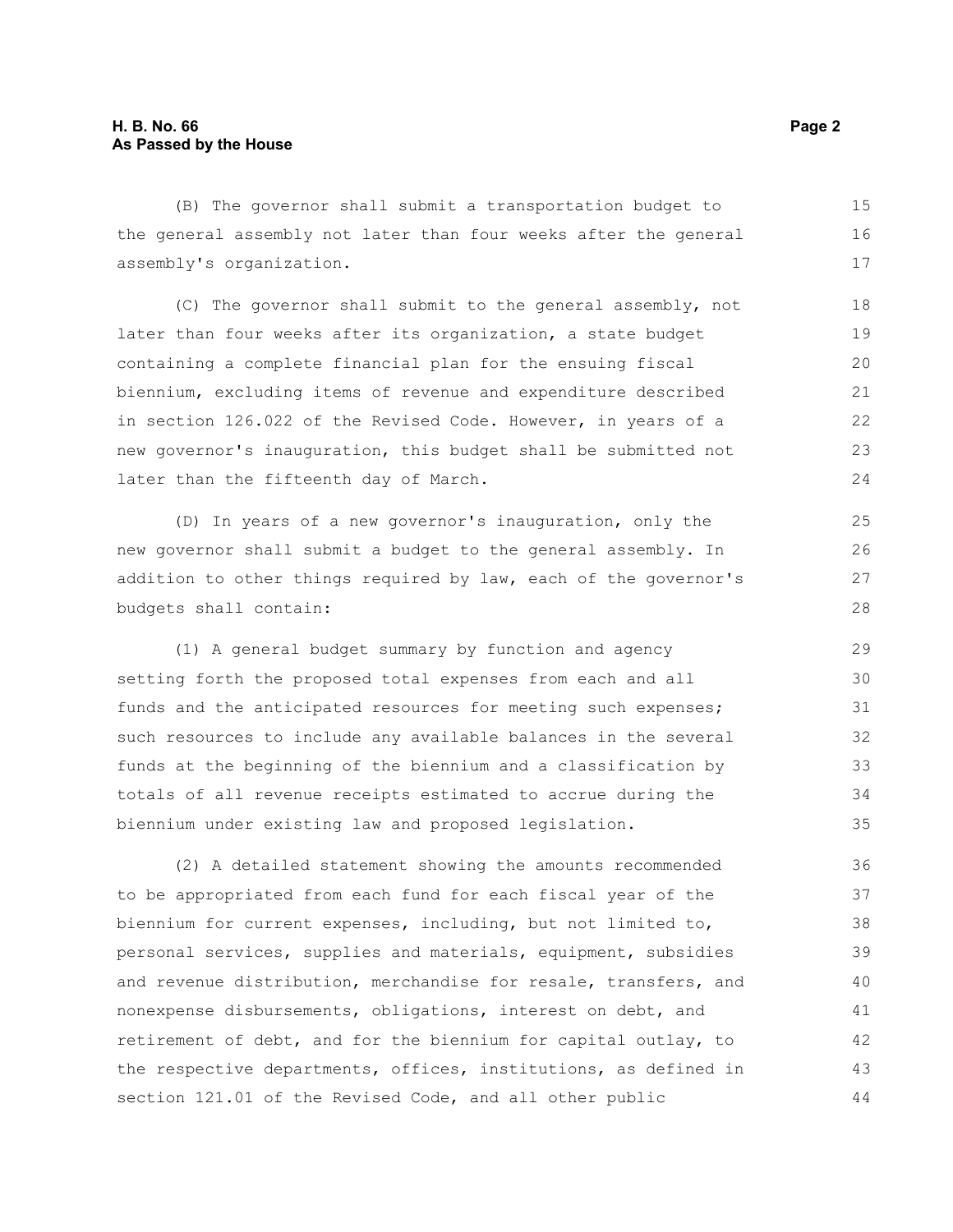(B) The governor shall submit a transportation budget to the general assembly not later than four weeks after the general assembly's organization.

(C) The governor shall submit to the general assembly, not later than four weeks after its organization, a state budget containing a complete financial plan for the ensuing fiscal biennium, excluding items of revenue and expenditure described in section 126.022 of the Revised Code. However, in years of a new governor's inauguration, this budget shall be submitted not later than the fifteenth day of March.

(D) In years of a new governor's inauguration, only the new governor shall submit a budget to the general assembly. In addition to other things required by law, each of the governor's budgets shall contain:

(1) A general budget summary by function and agency setting forth the proposed total expenses from each and all funds and the anticipated resources for meeting such expenses; such resources to include any available balances in the several funds at the beginning of the biennium and a classification by totals of all revenue receipts estimated to accrue during the biennium under existing law and proposed legislation.

(2) A detailed statement showing the amounts recommended to be appropriated from each fund for each fiscal year of the biennium for current expenses, including, but not limited to, personal services, supplies and materials, equipment, subsidies and revenue distribution, merchandise for resale, transfers, and nonexpense disbursements, obligations, interest on debt, and retirement of debt, and for the biennium for capital outlay, to the respective departments, offices, institutions, as defined in section 121.01 of the Revised Code, and all other public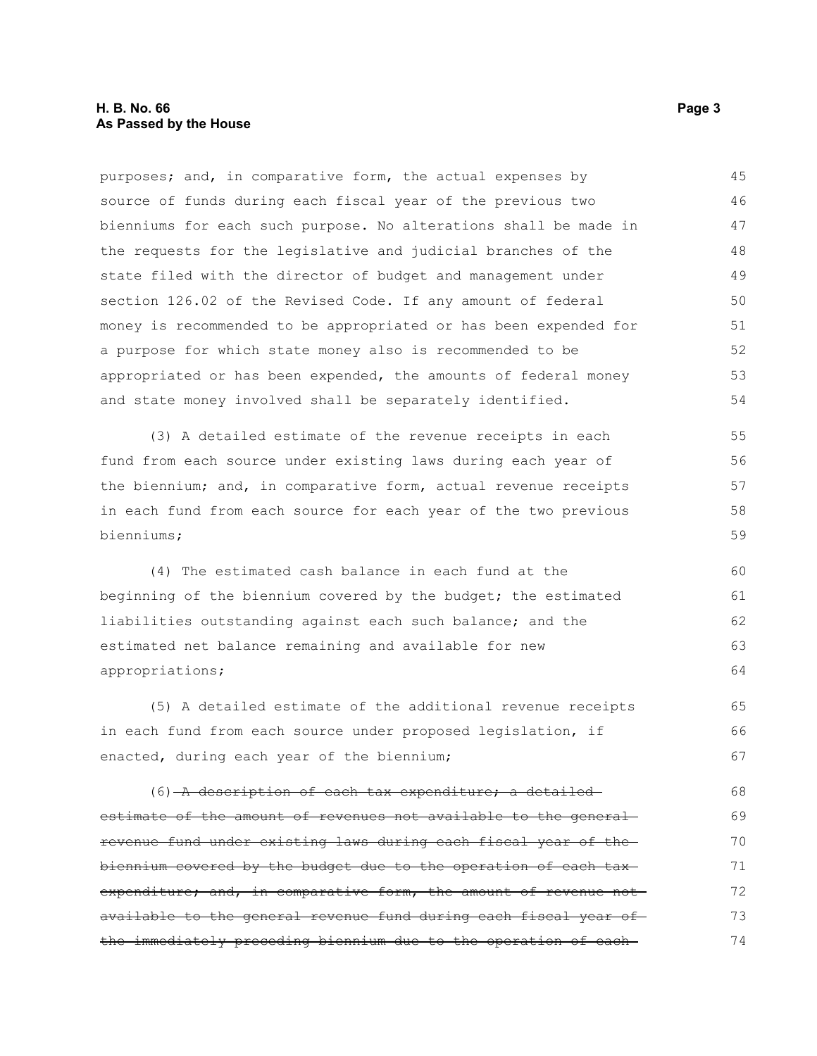purposes; and, in comparative form, the actual expenses by source of funds during each fiscal year of the previous two bienniums for each such purpose. No alterations shall be made in the requests for the legislative and judicial branches of the state filed with the director of budget and management under section 126.02 of the Revised Code. If any amount of federal money is recommended to be appropriated or has been expended for a purpose for which state money also is recommended to be appropriated or has been expended, the amounts of federal money and state money involved shall be separately identified.

(3) A detailed estimate of the revenue receipts in each fund from each source under existing laws during each year of the biennium; and, in comparative form, actual revenue receipts in each fund from each source for each year of the two previous bienniums;

(4) The estimated cash balance in each fund at the beginning of the biennium covered by the budget; the estimated liabilities outstanding against each such balance; and the estimated net balance remaining and available for new appropriations;

(5) A detailed estimate of the additional revenue receipts in each fund from each source under proposed legislation, if enacted, during each year of the biennium;

(6) ~~A description of each tax expenditure; a detailed estimate of the amount of revenues not available to the general revenue fund under existing laws during each fiscal year of the biennium covered by the budget due to the operation of each tax expenditure; and, in comparative form, the amount of revenue not available to the general revenue fund during each fiscal year of the immediately preceding biennium due to the operation of each~~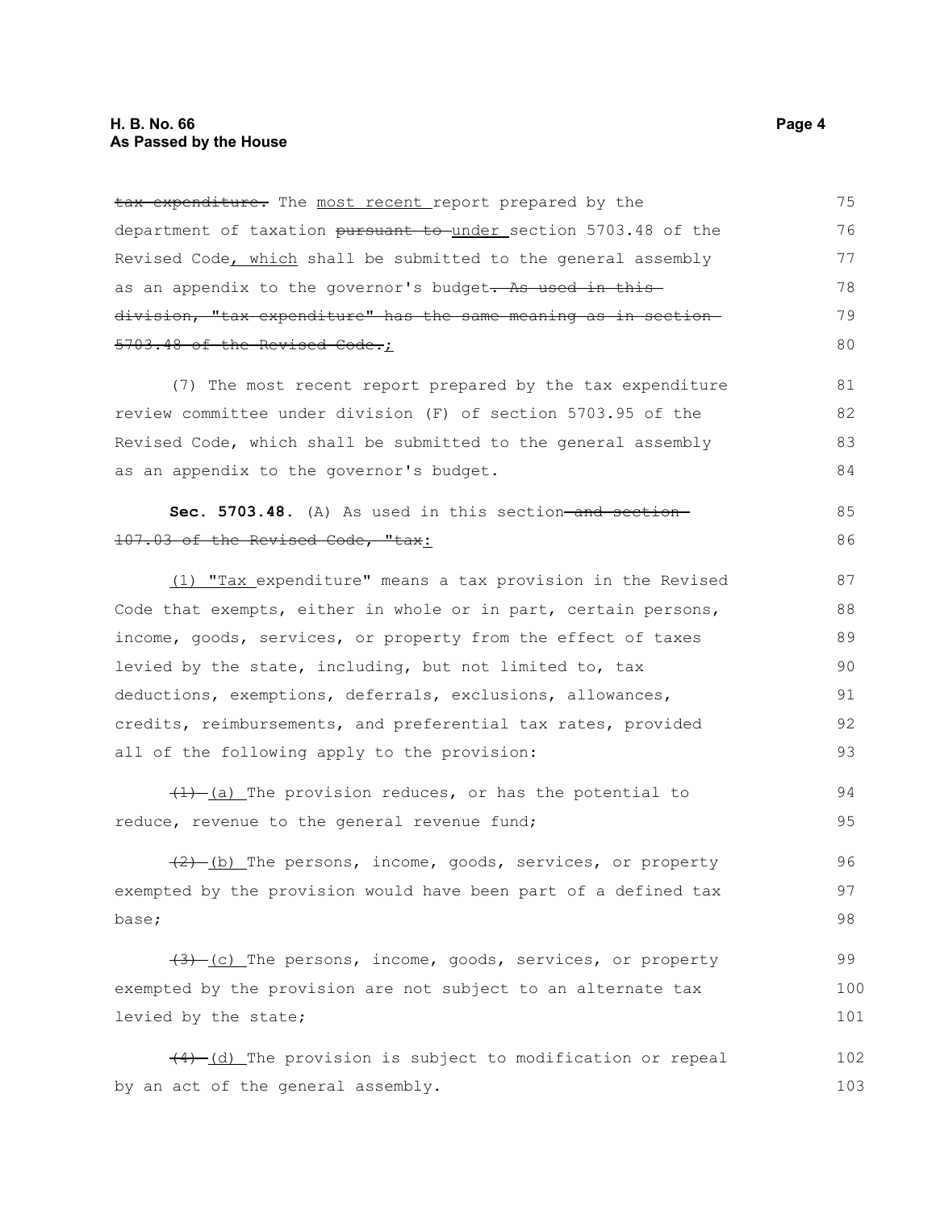~~tax expenditure.~~ The most recent report prepared by the department of taxation ~~pursuant to~~ under section 5703.48 of the Revised Code, which shall be submitted to the general assembly as an appendix to the governor's budget~~. As used in this division, "tax expenditure" has the same meaning as in section 5703.48 of the Revised Code.~~;

(7) The most recent report prepared by the tax expenditure review committee under division (F) of section 5703.95 of the Revised Code, which shall be submitted to the general assembly as an appendix to the governor's budget.

**Sec. 5703.48.** (A) As used in this section ~~and section 107.03 of the Revised Code, "tax~~:

(1) "Tax expenditure" means a tax provision in the Revised Code that exempts, either in whole or in part, certain persons, income, goods, services, or property from the effect of taxes levied by the state, including, but not limited to, tax deductions, exemptions, deferrals, exclusions, allowances, credits, reimbursements, and preferential tax rates, provided all of the following apply to the provision:

~~(1)~~ (a) The provision reduces, or has the potential to reduce, revenue to the general revenue fund;

~~(2)~~ (b) The persons, income, goods, services, or property exempted by the provision would have been part of a defined tax base;

~~(3)~~ (c) The persons, income, goods, services, or property exempted by the provision are not subject to an alternate tax levied by the state;

~~(4)~~ (d) The provision is subject to modification or repeal by an act of the general assembly.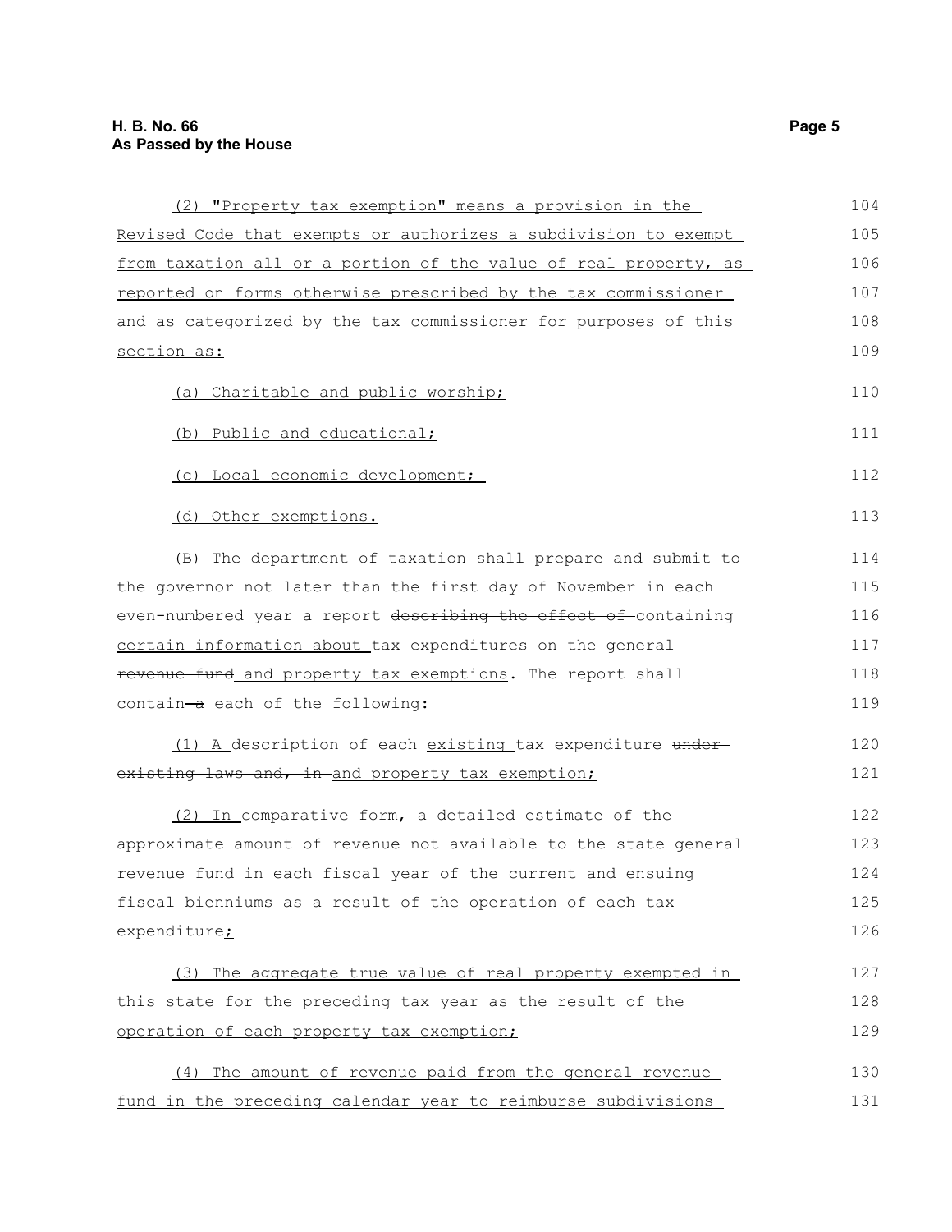(2) "Property tax exemption" means a provision in the Revised Code that exempts or authorizes a subdivision to exempt from taxation all or a portion of the value of real property, as reported on forms otherwise prescribed by the tax commissioner and as categorized by the tax commissioner for purposes of this section as:

(a) Charitable and public worship;

(b) Public and educational;

(c) Local economic development;

(d) Other exemptions.

(B) The department of taxation shall prepare and submit to the governor not later than the first day of November in each even-numbered year a report ~~describing the effect of~~ containing certain information about tax expenditures ~~on the general revenue fund~~ and property tax exemptions. The report shall contain ~~a~~ each of the following:

(1) A description of each existing tax expenditure ~~under existing laws and, in~~ and property tax exemption;

(2) In comparative form, a detailed estimate of the approximate amount of revenue not available to the state general revenue fund in each fiscal year of the current and ensuing fiscal bienniums as a result of the operation of each tax expenditure;

(3) The aggregate true value of real property exempted in this state for the preceding tax year as the result of the operation of each property tax exemption;

(4) The amount of revenue paid from the general revenue fund in the preceding calendar year to reimburse subdivisions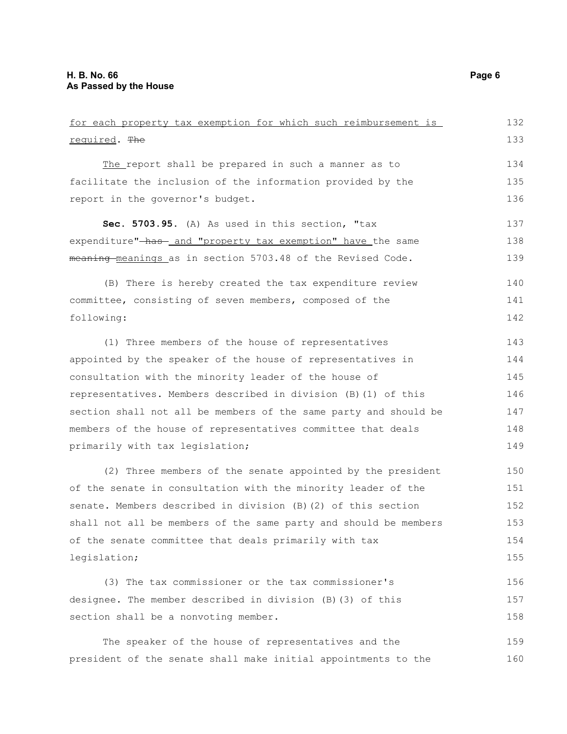for each property tax exemption for which such reimbursement is required. ~~The~~

The report shall be prepared in such a manner as to facilitate the inclusion of the information provided by the report in the governor's budget.

**Sec. 5703.95.** (A) As used in this section, "tax expenditure" ~~has~~ and "property tax exemption" have the same ~~meaning~~ meanings as in section 5703.48 of the Revised Code.

(B) There is hereby created the tax expenditure review committee, consisting of seven members, composed of the following:

(1) Three members of the house of representatives appointed by the speaker of the house of representatives in consultation with the minority leader of the house of representatives. Members described in division (B)(1) of this section shall not all be members of the same party and should be members of the house of representatives committee that deals primarily with tax legislation;

(2) Three members of the senate appointed by the president of the senate in consultation with the minority leader of the senate. Members described in division (B)(2) of this section shall not all be members of the same party and should be members of the senate committee that deals primarily with tax legislation;

(3) The tax commissioner or the tax commissioner's designee. The member described in division (B)(3) of this section shall be a nonvoting member.

The speaker of the house of representatives and the president of the senate shall make initial appointments to the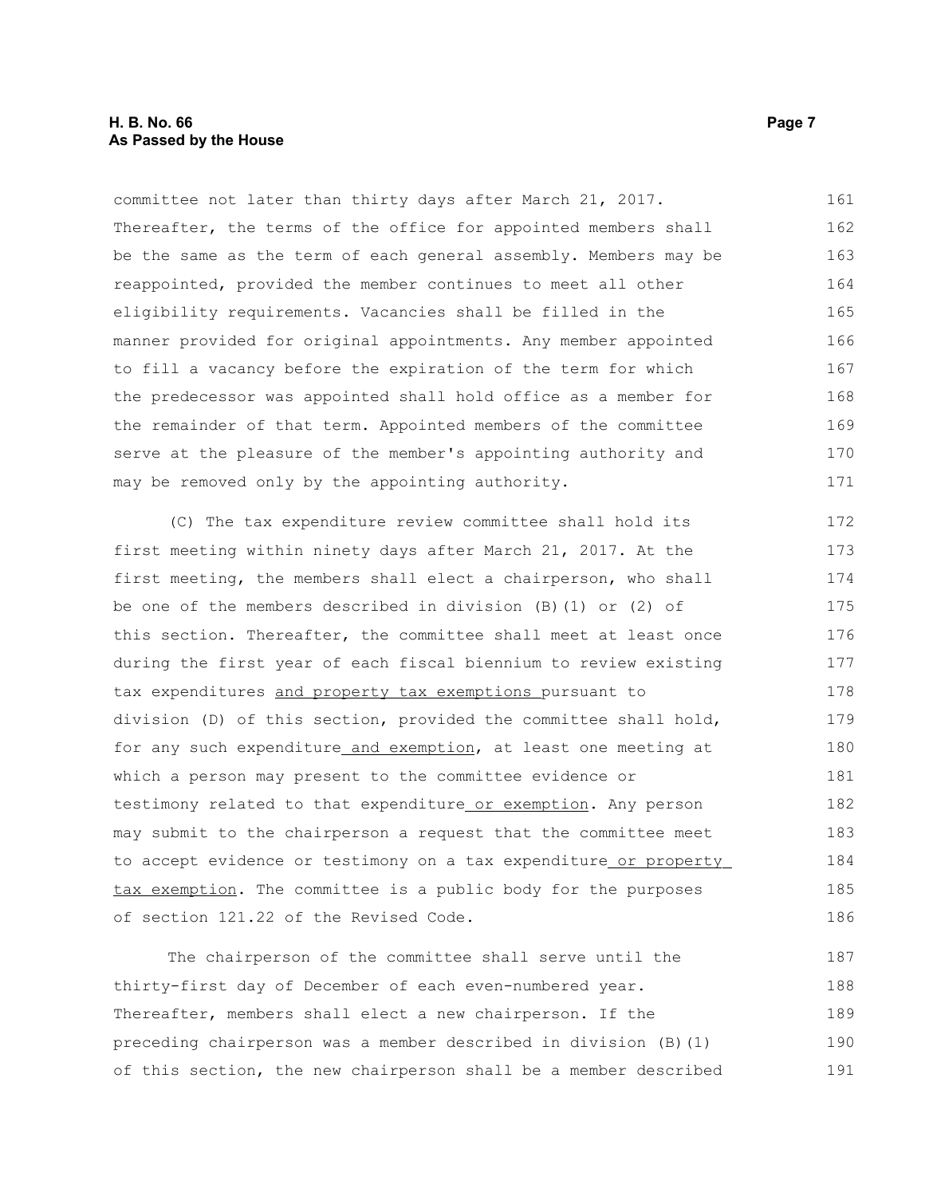committee not later than thirty days after March 21, 2017. Thereafter, the terms of the office for appointed members shall be the same as the term of each general assembly. Members may be reappointed, provided the member continues to meet all other eligibility requirements. Vacancies shall be filled in the manner provided for original appointments. Any member appointed to fill a vacancy before the expiration of the term for which the predecessor was appointed shall hold office as a member for the remainder of that term. Appointed members of the committee serve at the pleasure of the member's appointing authority and may be removed only by the appointing authority.

(C) The tax expenditure review committee shall hold its first meeting within ninety days after March 21, 2017. At the first meeting, the members shall elect a chairperson, who shall be one of the members described in division (B)(1) or (2) of this section. Thereafter, the committee shall meet at least once during the first year of each fiscal biennium to review existing tax expenditures <u>and property tax exemptions</u> pursuant to division (D) of this section, provided the committee shall hold, for any such expenditure<u> and exemption</u>, at least one meeting at which a person may present to the committee evidence or testimony related to that expenditure<u> or exemption</u>. Any person may submit to the chairperson a request that the committee meet to accept evidence or testimony on a tax expenditure<u> or property tax exemption</u>. The committee is a public body for the purposes of section 121.22 of the Revised Code.

The chairperson of the committee shall serve until the thirty-first day of December of each even-numbered year. Thereafter, members shall elect a new chairperson. If the preceding chairperson was a member described in division (B)(1) of this section, the new chairperson shall be a member described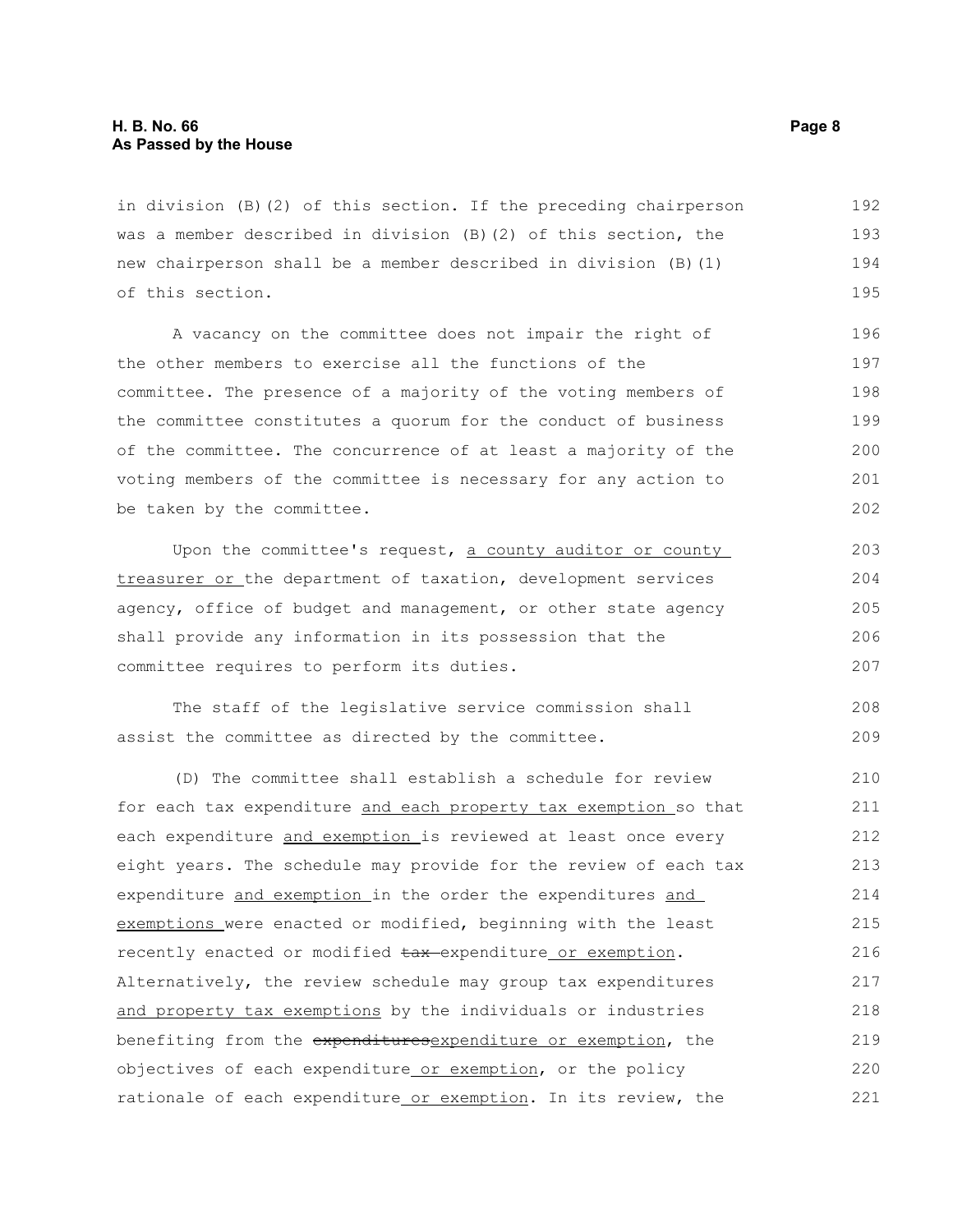in division (B)(2) of this section. If the preceding chairperson was a member described in division (B)(2) of this section, the new chairperson shall be a member described in division (B)(1) of this section.

A vacancy on the committee does not impair the right of the other members to exercise all the functions of the committee. The presence of a majority of the voting members of the committee constitutes a quorum for the conduct of business of the committee. The concurrence of at least a majority of the voting members of the committee is necessary for any action to be taken by the committee.

Upon the committee's request, <u>a county auditor or county treasurer or</u> the department of taxation, development services agency, office of budget and management, or other state agency shall provide any information in its possession that the committee requires to perform its duties.

The staff of the legislative service commission shall assist the committee as directed by the committee.

(D) The committee shall establish a schedule for review for each tax expenditure <u>and each property tax exemption</u> so that each expenditure <u>and exemption</u> is reviewed at least once every eight years. The schedule may provide for the review of each tax expenditure <u>and exemption</u> in the order the expenditures <u>and exemptions</u> were enacted or modified, beginning with the least recently enacted or modified ~~tax~~ expenditure<u> or exemption</u>. Alternatively, the review schedule may group tax expenditures <u>and property tax exemptions</u> by the individuals or industries benefiting from the ~~expenditures~~<u>expenditure or exemption</u>, the objectives of each expenditure<u> or exemption</u>, or the policy rationale of each expenditure<u> or exemption</u>. In its review, the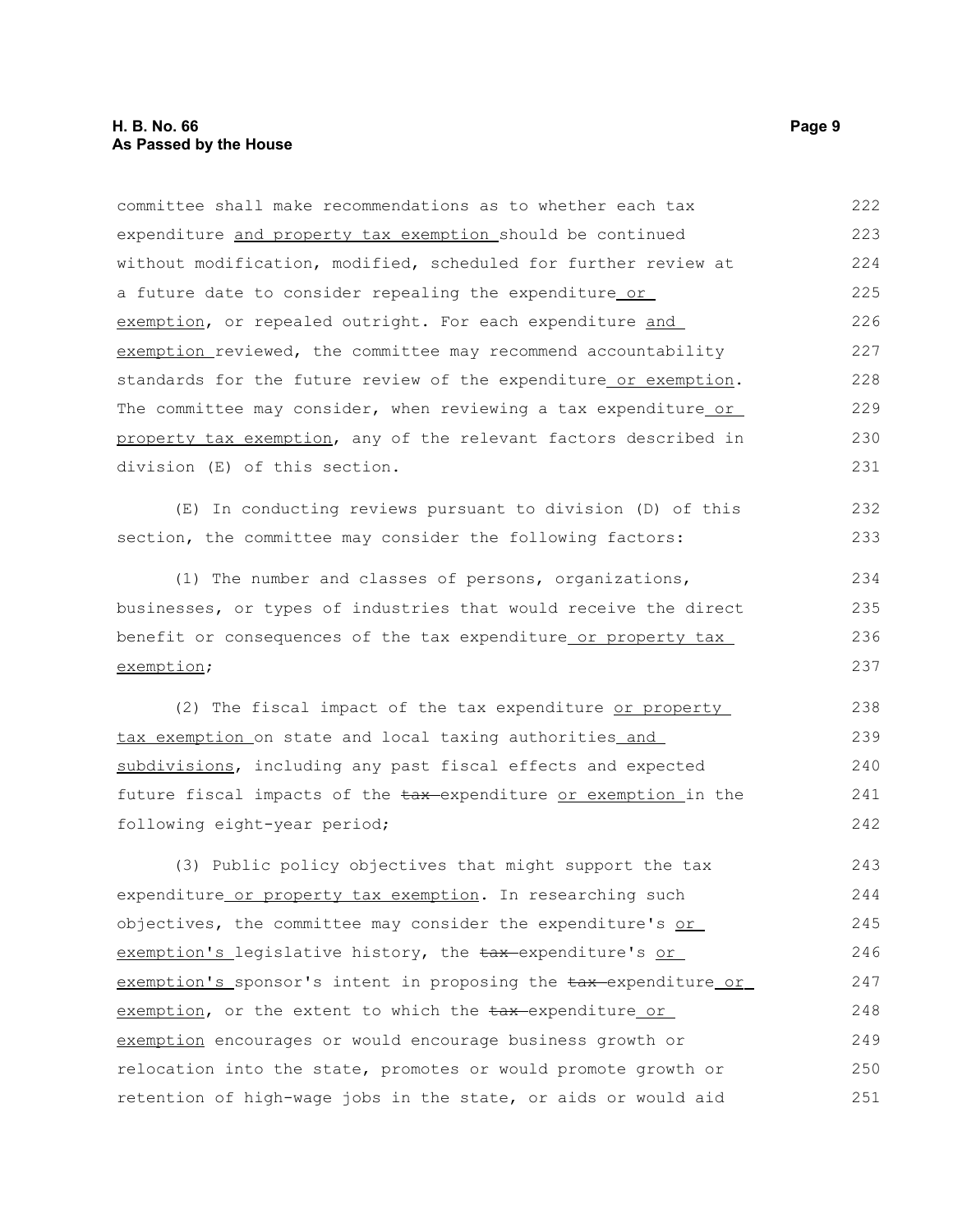committee shall make recommendations as to whether each tax expenditure and property tax exemption should be continued without modification, modified, scheduled for further review at a future date to consider repealing the expenditure or exemption, or repealed outright. For each expenditure and exemption reviewed, the committee may recommend accountability standards for the future review of the expenditure or exemption. The committee may consider, when reviewing a tax expenditure or property tax exemption, any of the relevant factors described in division (E) of this section.

(E) In conducting reviews pursuant to division (D) of this section, the committee may consider the following factors:

(1) The number and classes of persons, organizations, businesses, or types of industries that would receive the direct benefit or consequences of the tax expenditure or property tax exemption;

(2) The fiscal impact of the tax expenditure or property tax exemption on state and local taxing authorities and subdivisions, including any past fiscal effects and expected future fiscal impacts of the ~~tax~~ expenditure or exemption in the following eight-year period;

(3) Public policy objectives that might support the tax expenditure or property tax exemption. In researching such objectives, the committee may consider the expenditure's or exemption's legislative history, the ~~tax~~ expenditure's or exemption's sponsor's intent in proposing the ~~tax~~ expenditure or exemption, or the extent to which the ~~tax~~ expenditure or exemption encourages or would encourage business growth or relocation into the state, promotes or would promote growth or retention of high-wage jobs in the state, or aids or would aid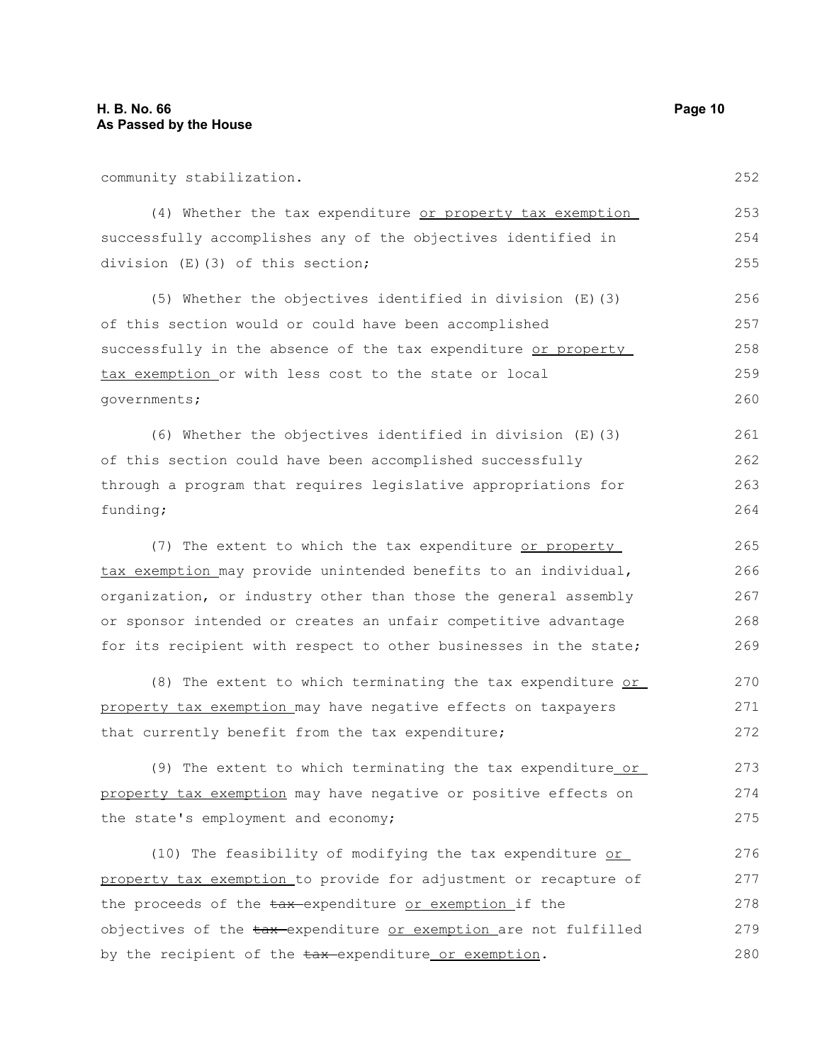community stabilization.

(4) Whether the tax expenditure or property tax exemption successfully accomplishes any of the objectives identified in division (E)(3) of this section;

(5) Whether the objectives identified in division (E)(3) of this section would or could have been accomplished successfully in the absence of the tax expenditure or property tax exemption or with less cost to the state or local governments;

(6) Whether the objectives identified in division (E)(3) of this section could have been accomplished successfully through a program that requires legislative appropriations for funding;

(7) The extent to which the tax expenditure or property tax exemption may provide unintended benefits to an individual, organization, or industry other than those the general assembly or sponsor intended or creates an unfair competitive advantage for its recipient with respect to other businesses in the state;

(8) The extent to which terminating the tax expenditure or property tax exemption may have negative effects on taxpayers that currently benefit from the tax expenditure;

(9) The extent to which terminating the tax expenditure or property tax exemption may have negative or positive effects on the state's employment and economy;

(10) The feasibility of modifying the tax expenditure or property tax exemption to provide for adjustment or recapture of the proceeds of the ~~tax~~ expenditure or exemption if the objectives of the ~~tax~~ expenditure or exemption are not fulfilled by the recipient of the ~~tax~~ expenditure or exemption.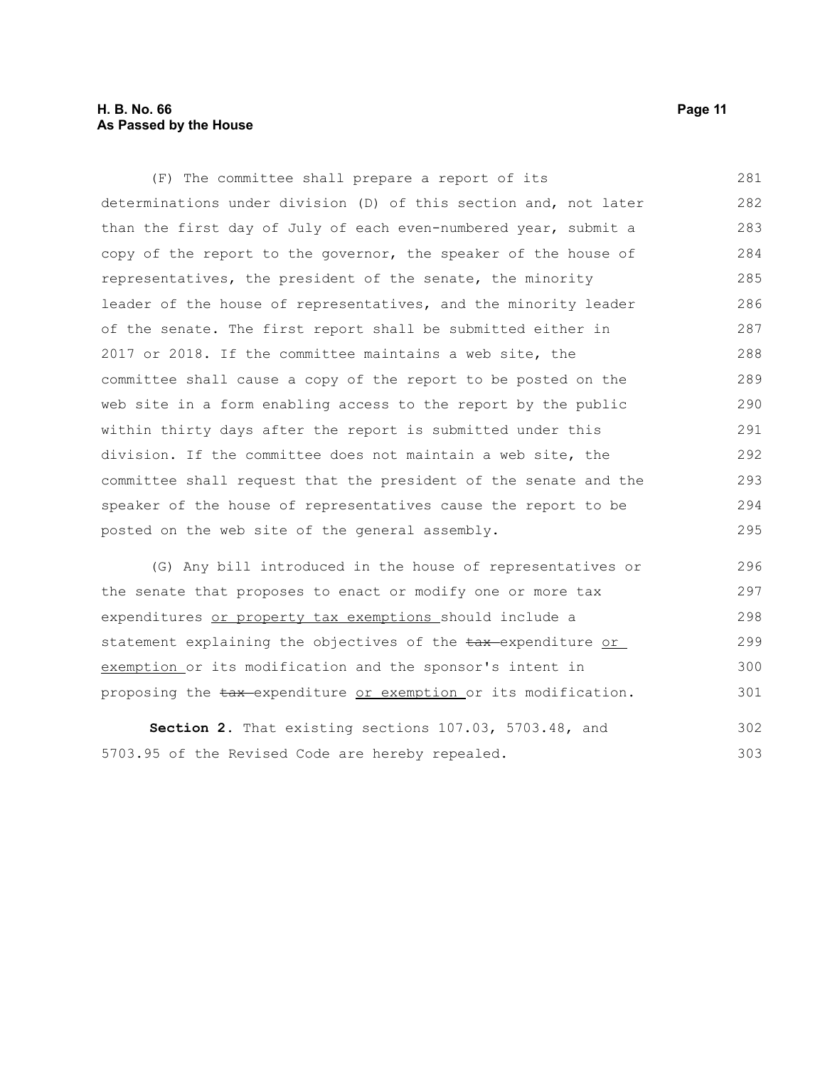(F) The committee shall prepare a report of its determinations under division (D) of this section and, not later than the first day of July of each even-numbered year, submit a copy of the report to the governor, the speaker of the house of representatives, the president of the senate, the minority leader of the house of representatives, and the minority leader of the senate. The first report shall be submitted either in 2017 or 2018. If the committee maintains a web site, the committee shall cause a copy of the report to be posted on the web site in a form enabling access to the report by the public within thirty days after the report is submitted under this division. If the committee does not maintain a web site, the committee shall request that the president of the senate and the speaker of the house of representatives cause the report to be posted on the web site of the general assembly.

(G) Any bill introduced in the house of representatives or the senate that proposes to enact or modify one or more tax expenditures <u>or property tax exemptions</u> should include a statement explaining the objectives of the ~~tax~~ expenditure <u>or exemption</u> or its modification and the sponsor's intent in proposing the ~~tax~~ expenditure <u>or exemption</u> or its modification.

**Section 2.** That existing sections 107.03, 5703.48, and 5703.95 of the Revised Code are hereby repealed.